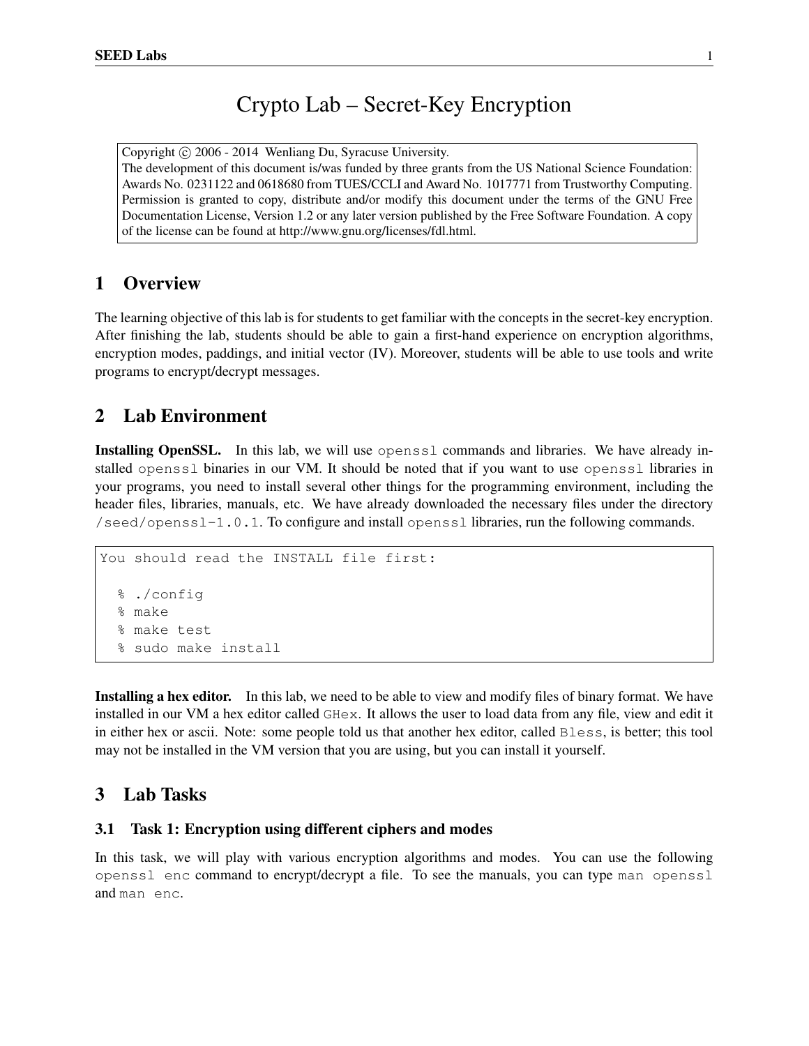# Crypto Lab – Secret-Key Encryption

Copyright © 2006 - 2014 Wenliang Du, Syracuse University.
The development of this document is/was funded by three grants from the US National Science Foundation: Awards No. 0231122 and 0618680 from TUES/CCLI and Award No. 1017771 from Trustworthy Computing. Permission is granted to copy, distribute and/or modify this document under the terms of the GNU Free Documentation License, Version 1.2 or any later version published by the Free Software Foundation. A copy of the license can be found at http://www.gnu.org/licenses/fdl.html.

## 1 Overview

The learning objective of this lab is for students to get familiar with the concepts in the secret-key encryption. After finishing the lab, students should be able to gain a first-hand experience on encryption algorithms, encryption modes, paddings, and initial vector (IV). Moreover, students will be able to use tools and write programs to encrypt/decrypt messages.

## 2 Lab Environment

**Installing OpenSSL.** In this lab, we will use `openssl` commands and libraries. We have already installed `openssl` binaries in our VM. It should be noted that if you want to use `openssl` libraries in your programs, you need to install several other things for the programming environment, including the header files, libraries, manuals, etc. We have already downloaded the necessary files under the directory `/seed/openssl-1.0.1`. To configure and install `openssl` libraries, run the following commands.

```
You should read the INSTALL file first:

  % ./config
  % make
  % make test
  % sudo make install
```

**Installing a hex editor.** In this lab, we need to be able to view and modify files of binary format. We have installed in our VM a hex editor called `GHex`. It allows the user to load data from any file, view and edit it in either hex or ascii. Note: some people told us that another hex editor, called `Bless`, is better; this tool may not be installed in the VM version that you are using, but you can install it yourself.

## 3 Lab Tasks

### 3.1 Task 1: Encryption using different ciphers and modes

In this task, we will play with various encryption algorithms and modes. You can use the following `openssl enc` command to encrypt/decrypt a file. To see the manuals, you can type `man openssl` and `man enc`.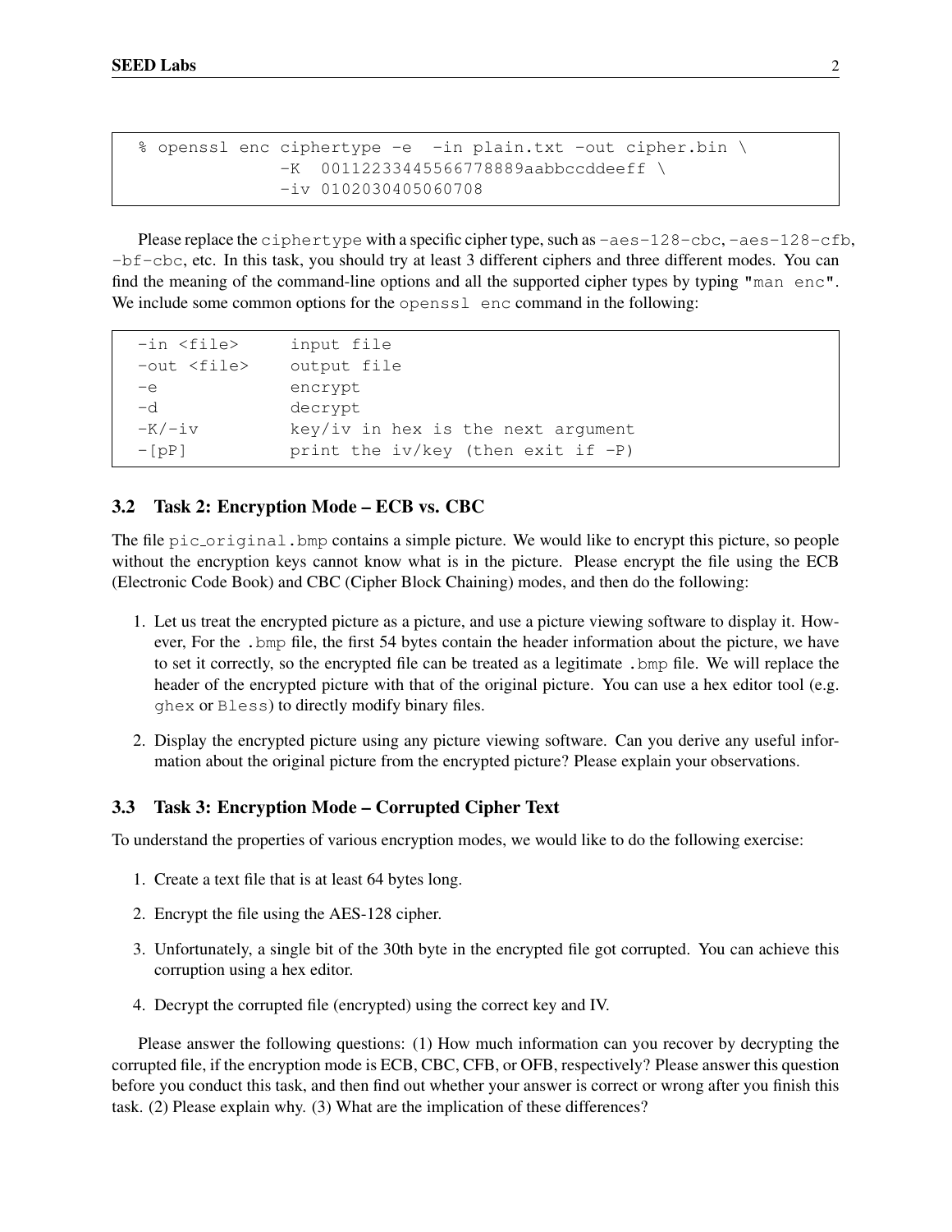```
% openssl enc ciphertype -e  -in plain.txt -out cipher.bin \
              -K  00112233445566778889aabbccddeeff \
              -iv 0102030405060708
```

Please replace the `ciphertype` with a specific cipher type, such as `-aes-128-cbc`, `-aes-128-cfb`, `-bf-cbc`, etc. In this task, you should try at least 3 different ciphers and three different modes. You can find the meaning of the command-line options and all the supported cipher types by typing `"man enc"`. We include some common options for the `openssl enc` command in the following:

```
-in <file>      input file
-out <file>     output file
-e              encrypt
-d              decrypt
-K/-iv          key/iv in hex is the next argument
-[pP]           print the iv/key (then exit if -P)
```

### 3.2 Task 2: Encryption Mode – ECB vs. CBC

The file `pic_original.bmp` contains a simple picture. We would like to encrypt this picture, so people without the encryption keys cannot know what is in the picture. Please encrypt the file using the ECB (Electronic Code Book) and CBC (Cipher Block Chaining) modes, and then do the following:

1. Let us treat the encrypted picture as a picture, and use a picture viewing software to display it. However, For the `.bmp` file, the first 54 bytes contain the header information about the picture, we have to set it correctly, so the encrypted file can be treated as a legitimate `.bmp` file. We will replace the header of the encrypted picture with that of the original picture. You can use a hex editor tool (e.g. `ghex` or `Bless`) to directly modify binary files.
2. Display the encrypted picture using any picture viewing software. Can you derive any useful information about the original picture from the encrypted picture? Please explain your observations.

### 3.3 Task 3: Encryption Mode – Corrupted Cipher Text

To understand the properties of various encryption modes, we would like to do the following exercise:

1. Create a text file that is at least 64 bytes long.
2. Encrypt the file using the AES-128 cipher.
3. Unfortunately, a single bit of the 30th byte in the encrypted file got corrupted. You can achieve this corruption using a hex editor.
4. Decrypt the corrupted file (encrypted) using the correct key and IV.

Please answer the following questions: (1) How much information can you recover by decrypting the corrupted file, if the encryption mode is ECB, CBC, CFB, or OFB, respectively? Please answer this question before you conduct this task, and then find out whether your answer is correct or wrong after you finish this task. (2) Please explain why. (3) What are the implication of these differences?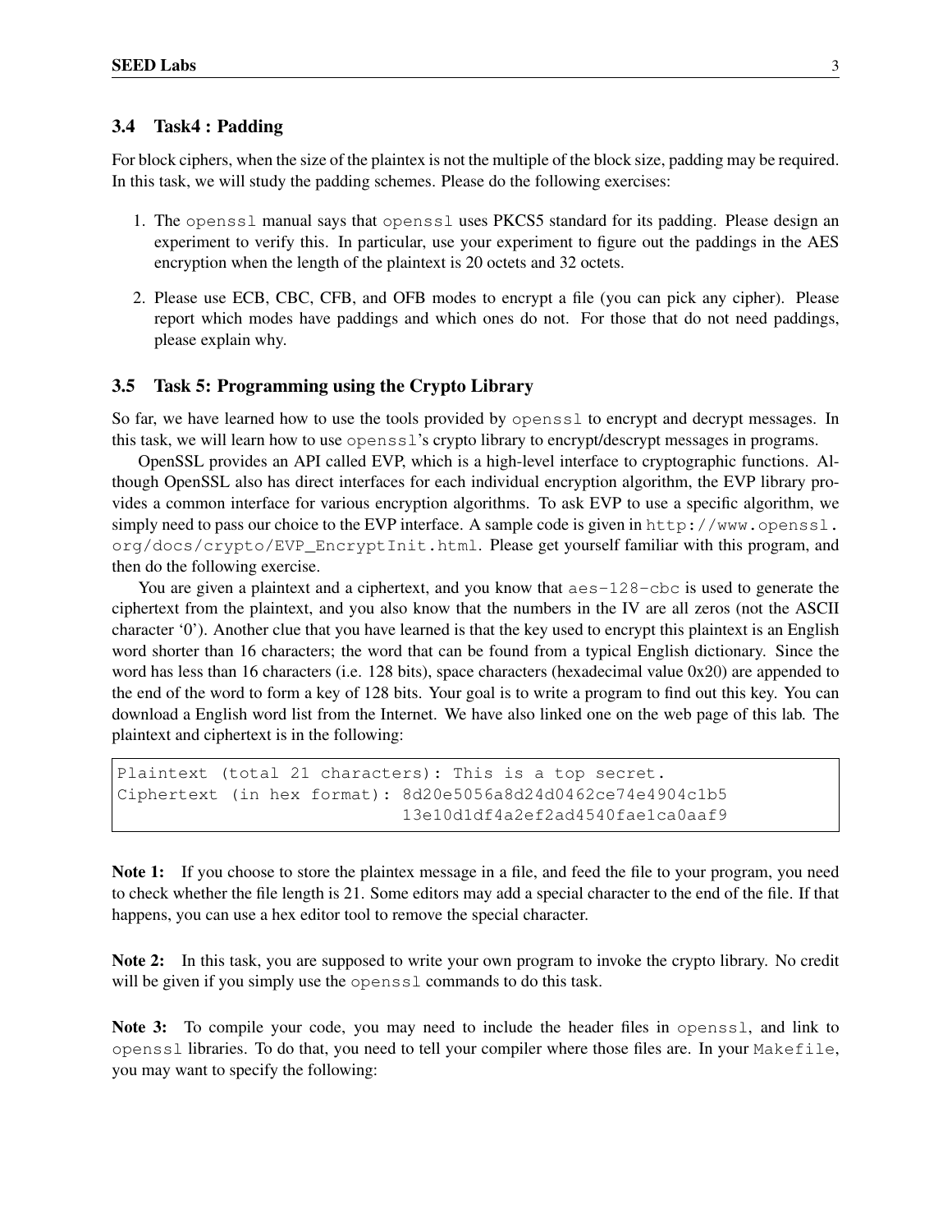### 3.4 Task4 : Padding

For block ciphers, when the size of the plaintex is not the multiple of the block size, padding may be required. In this task, we will study the padding schemes. Please do the following exercises:

1. The `openssl` manual says that `openssl` uses PKCS5 standard for its padding. Please design an experiment to verify this. In particular, use your experiment to figure out the paddings in the AES encryption when the length of the plaintext is 20 octets and 32 octets.

2. Please use ECB, CBC, CFB, and OFB modes to encrypt a file (you can pick any cipher). Please report which modes have paddings and which ones do not. For those that do not need paddings, please explain why.

### 3.5 Task 5: Programming using the Crypto Library

So far, we have learned how to use the tools provided by `openssl` to encrypt and decrypt messages. In this task, we will learn how to use `openssl`'s crypto library to encrypt/descrypt messages in programs.

OpenSSL provides an API called EVP, which is a high-level interface to cryptographic functions. Although OpenSSL also has direct interfaces for each individual encryption algorithm, the EVP library provides a common interface for various encryption algorithms. To ask EVP to use a specific algorithm, we simply need to pass our choice to the EVP interface. A sample code is given in `http://www.openssl.org/docs/crypto/EVP_EncryptInit.html`. Please get yourself familiar with this program, and then do the following exercise.

You are given a plaintext and a ciphertext, and you know that `aes-128-cbc` is used to generate the ciphertext from the plaintext, and you also know that the numbers in the IV are all zeros (not the ASCII character '0'). Another clue that you have learned is that the key used to encrypt this plaintext is an English word shorter than 16 characters; the word that can be found from a typical English dictionary. Since the word has less than 16 characters (i.e. 128 bits), space characters (hexadecimal value 0x20) are appended to the end of the word to form a key of 128 bits. Your goal is to write a program to find out this key. You can download a English word list from the Internet. We have also linked one on the web page of this lab. The plaintext and ciphertext is in the following:

```
Plaintext (total 21 characters): This is a top secret.
Ciphertext (in hex format): 8d20e5056a8d24d0462ce74e4904c1b5
                            13e10d1df4a2ef2ad4540fae1ca0aaf9
```

**Note 1:** If you choose to store the plaintex message in a file, and feed the file to your program, you need to check whether the file length is 21. Some editors may add a special character to the end of the file. If that happens, you can use a hex editor tool to remove the special character.

**Note 2:** In this task, you are supposed to write your own program to invoke the crypto library. No credit will be given if you simply use the `openssl` commands to do this task.

**Note 3:** To compile your code, you may need to include the header files in `openssl`, and link to `openssl` libraries. To do that, you need to tell your compiler where those files are. In your `Makefile`, you may want to specify the following: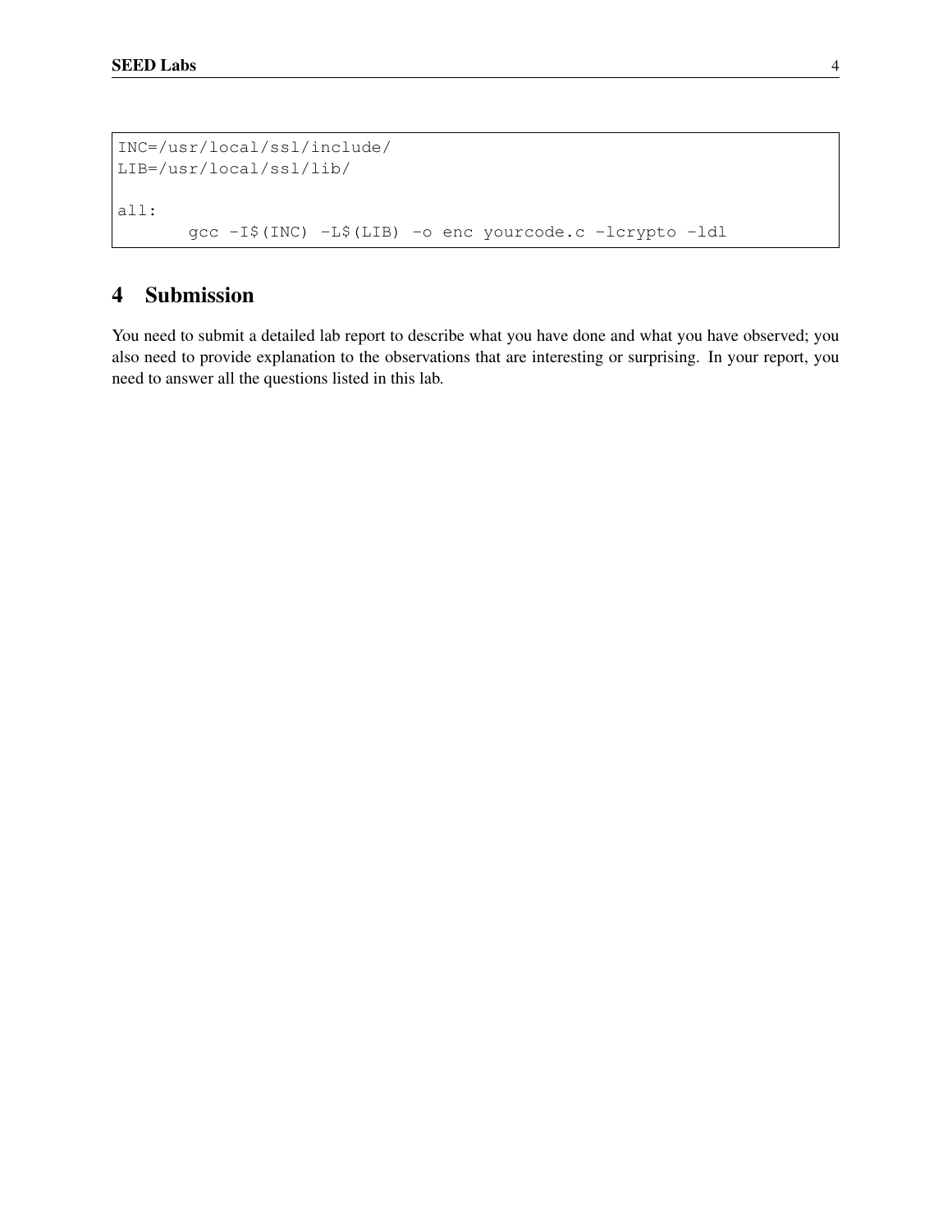```
INC=/usr/local/ssl/include/
LIB=/usr/local/ssl/lib/

all:
	gcc -I$(INC) -L$(LIB) -o enc yourcode.c -lcrypto -ldl
```

## 4 Submission

You need to submit a detailed lab report to describe what you have done and what you have observed; you also need to provide explanation to the observations that are interesting or surprising. In your report, you need to answer all the questions listed in this lab.